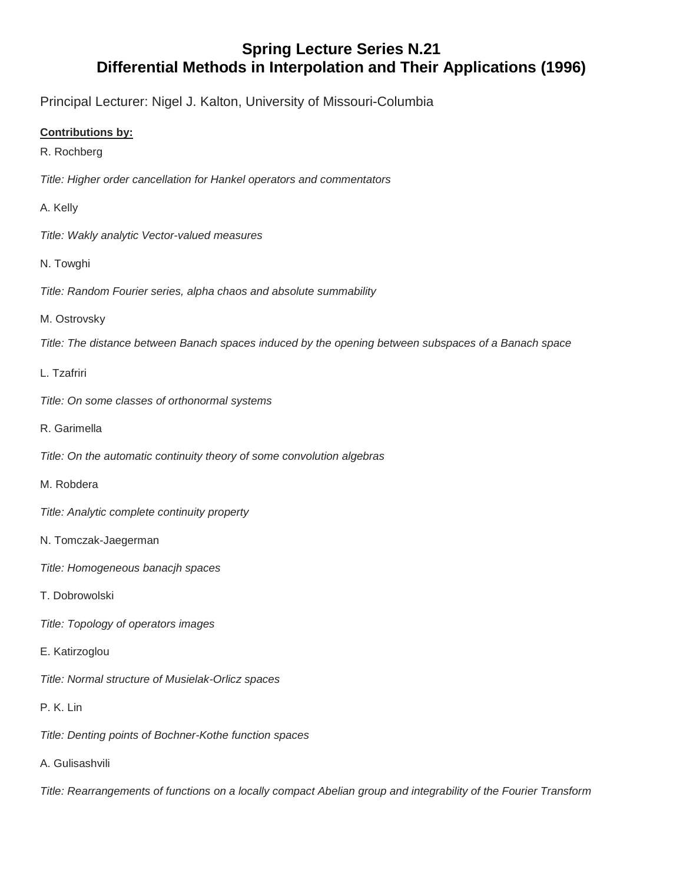# Spring Lecture Series N.21
# Differential Methods in Interpolation and Their Applications (1996)

Principal Lecturer: Nigel J. Kalton, University of Missouri-Columbia

**Contributions by:**

R. Rochberg

*Title: Higher order cancellation for Hankel operators and commentators*

A. Kelly

*Title: Wakly analytic Vector-valued measures*

N. Towghi

*Title: Random Fourier series, alpha chaos and absolute summability*

M. Ostrovsky

*Title: The distance between Banach spaces induced by the opening between subspaces of a Banach space*

L. Tzafriri

*Title: On some classes of orthonormal systems*

R. Garimella

*Title: On the automatic continuity theory of some convolution algebras*

M. Robdera

*Title: Analytic complete continuity property*

N. Tomczak-Jaegerman

*Title: Homogeneous banacjh spaces*

T. Dobrowolski

*Title: Topology of operators images*

E. Katirzoglou

*Title: Normal structure of Musielak-Orlicz spaces*

P. K. Lin

*Title: Denting points of Bochner-Kothe function spaces*

A. Gulisashvili

*Title: Rearrangements of functions on a locally compact Abelian group and integrability of the Fourier Transform*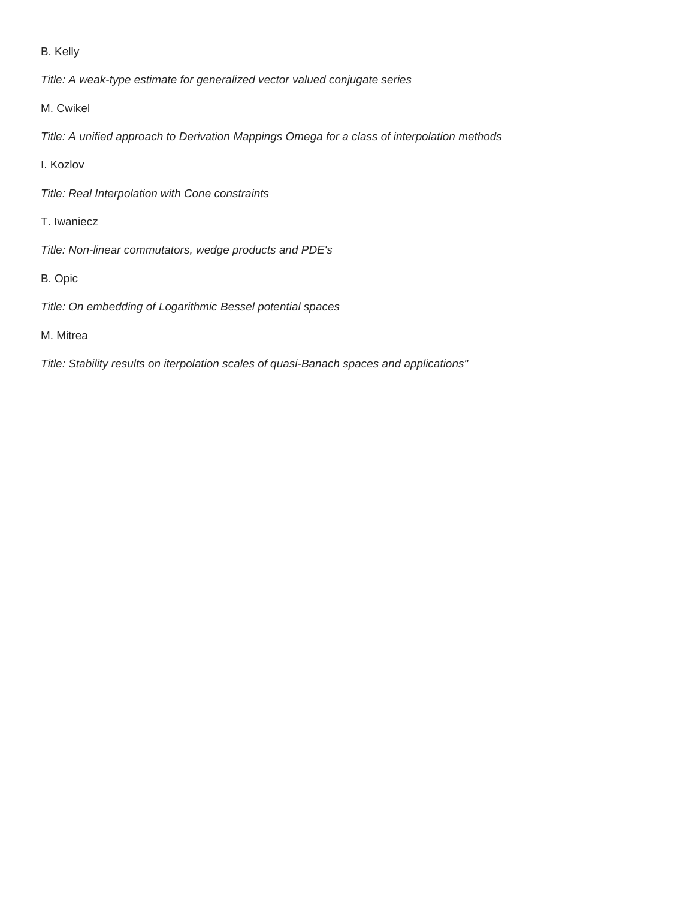B. Kelly

*Title: A weak-type estimate for generalized vector valued conjugate series*

M. Cwikel

*Title: A unified approach to Derivation Mappings Omega for a class of interpolation methods*

I. Kozlov

*Title: Real Interpolation with Cone constraints*

T. Iwaniecz

*Title: Non-linear commutators, wedge products and PDE's*

B. Opic

*Title: On embedding of Logarithmic Bessel potential spaces*

M. Mitrea

*Title: Stability results on iterpolation scales of quasi-Banach spaces and applications"*